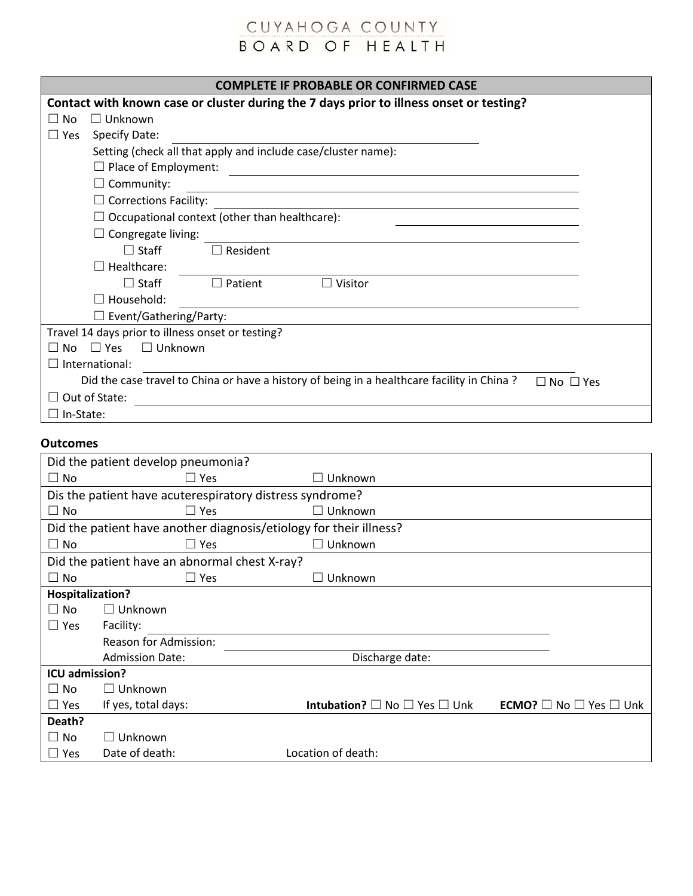# CUYAHOGA COUNTY BOARD OF HEALTH

## COMPLETE IF PROBABLE OR CONFIRMED CASE

**Contact with known case or cluster during the 7 days prior to illness onset or testing?**

☐ No ☐ Unknown

☐ Yes Specify Date: \_\_\_\_\_\_\_\_\_\_\_\_\_\_\_\_\_\_\_\_

Setting (check all that apply and include case/cluster name):

- ☐ Place of Employment: \_\_\_\_\_\_\_\_\_\_\_\_\_\_\_\_\_\_\_\_
- ☐ Community: \_\_\_\_\_\_\_\_\_\_\_\_\_\_\_\_\_\_\_\_
- ☐ Corrections Facility: \_\_\_\_\_\_\_\_\_\_\_\_\_\_\_\_\_\_\_\_
- ☐ Occupational context (other than healthcare): \_\_\_\_\_\_\_\_\_\_\_\_\_\_\_\_\_\_\_\_
- ☐ Congregate living: \_\_\_\_\_\_\_\_\_\_\_\_\_\_\_\_\_\_\_\_
  - ☐ Staff ☐ Resident
- ☐ Healthcare: \_\_\_\_\_\_\_\_\_\_\_\_\_\_\_\_\_\_\_\_
  - ☐ Staff ☐ Patient ☐ Visitor
- ☐ Household: \_\_\_\_\_\_\_\_\_\_\_\_\_\_\_\_\_\_\_\_
- ☐ Event/Gathering/Party:

Travel 14 days prior to illness onset or testing?

☐ No ☐ Yes ☐ Unknown

☐ International: \_\_\_\_\_\_\_\_\_\_\_\_\_\_\_\_\_\_\_\_

Did the case travel to China or have a history of being in a healthcare facility in China ? ☐ No ☐ Yes

☐ Out of State: \_\_\_\_\_\_\_\_\_\_\_\_\_\_\_\_\_\_\_\_

☐ In-State:

## Outcomes

Did the patient develop pneumonia?

☐ No ☐ Yes ☐ Unknown

Dis the patient have acuterespiratory distress syndrome?

☐ No ☐ Yes ☐ Unknown

Did the patient have another diagnosis/etiology for their illness?

☐ No ☐ Yes ☐ Unknown

Did the patient have an abnormal chest X-ray?

☐ No ☐ Yes ☐ Unknown

**Hospitalization?**

☐ No ☐ Unknown

☐ Yes Facility: \_\_\_\_\_\_\_\_\_\_\_\_\_\_\_\_\_\_\_\_

Reason for Admission: \_\_\_\_\_\_\_\_\_\_\_\_\_\_\_\_\_\_\_\_

Admission Date: Discharge date:

**ICU admission?**

☐ No ☐ Unknown

☐ Yes If yes, total days: **Intubation?** ☐ No ☐ Yes ☐ Unk **ECMO?** ☐ No ☐ Yes ☐ Unk

**Death?**

☐ No ☐ Unknown

☐ Yes Date of death: Location of death: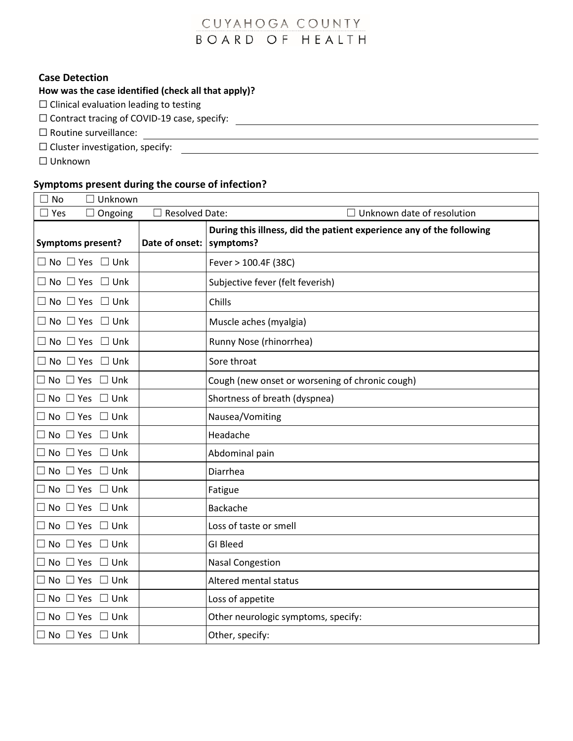# CUYAHOGA COUNTY BOARD OF HEALTH

### Case Detection

**How was the case identified (check all that apply)?**

☐ Clinical evaluation leading to testing

☐ Contract tracing of COVID-19 case, specify: ______________________________

☐ Routine surveillance: ______________________________

☐ Cluster investigation, specify: ______________________________

☐ Unknown

### Symptoms present during the course of infection?

| ☐ No ☐ Unknown | | |
|---|---|---|
| ☐ Yes ☐ Ongoing | ☐ Resolved Date: | ☐ Unknown date of resolution |
| **Symptoms present?** | **Date of onset:** | **During this illness, did the patient experience any of the following symptoms?** |
| ☐ No ☐ Yes ☐ Unk | | Fever > 100.4F (38C) |
| ☐ No ☐ Yes ☐ Unk | | Subjective fever (felt feverish) |
| ☐ No ☐ Yes ☐ Unk | | Chills |
| ☐ No ☐ Yes ☐ Unk | | Muscle aches (myalgia) |
| ☐ No ☐ Yes ☐ Unk | | Runny Nose (rhinorrhea) |
| ☐ No ☐ Yes ☐ Unk | | Sore throat |
| ☐ No ☐ Yes ☐ Unk | | Cough (new onset or worsening of chronic cough) |
| ☐ No ☐ Yes ☐ Unk | | Shortness of breath (dyspnea) |
| ☐ No ☐ Yes ☐ Unk | | Nausea/Vomiting |
| ☐ No ☐ Yes ☐ Unk | | Headache |
| ☐ No ☐ Yes ☐ Unk | | Abdominal pain |
| ☐ No ☐ Yes ☐ Unk | | Diarrhea |
| ☐ No ☐ Yes ☐ Unk | | Fatigue |
| ☐ No ☐ Yes ☐ Unk | | Backache |
| ☐ No ☐ Yes ☐ Unk | | Loss of taste or smell |
| ☐ No ☐ Yes ☐ Unk | | GI Bleed |
| ☐ No ☐ Yes ☐ Unk | | Nasal Congestion |
| ☐ No ☐ Yes ☐ Unk | | Altered mental status |
| ☐ No ☐ Yes ☐ Unk | | Loss of appetite |
| ☐ No ☐ Yes ☐ Unk | | Other neurologic symptoms, specify: |
| ☐ No ☐ Yes ☐ Unk | | Other, specify: |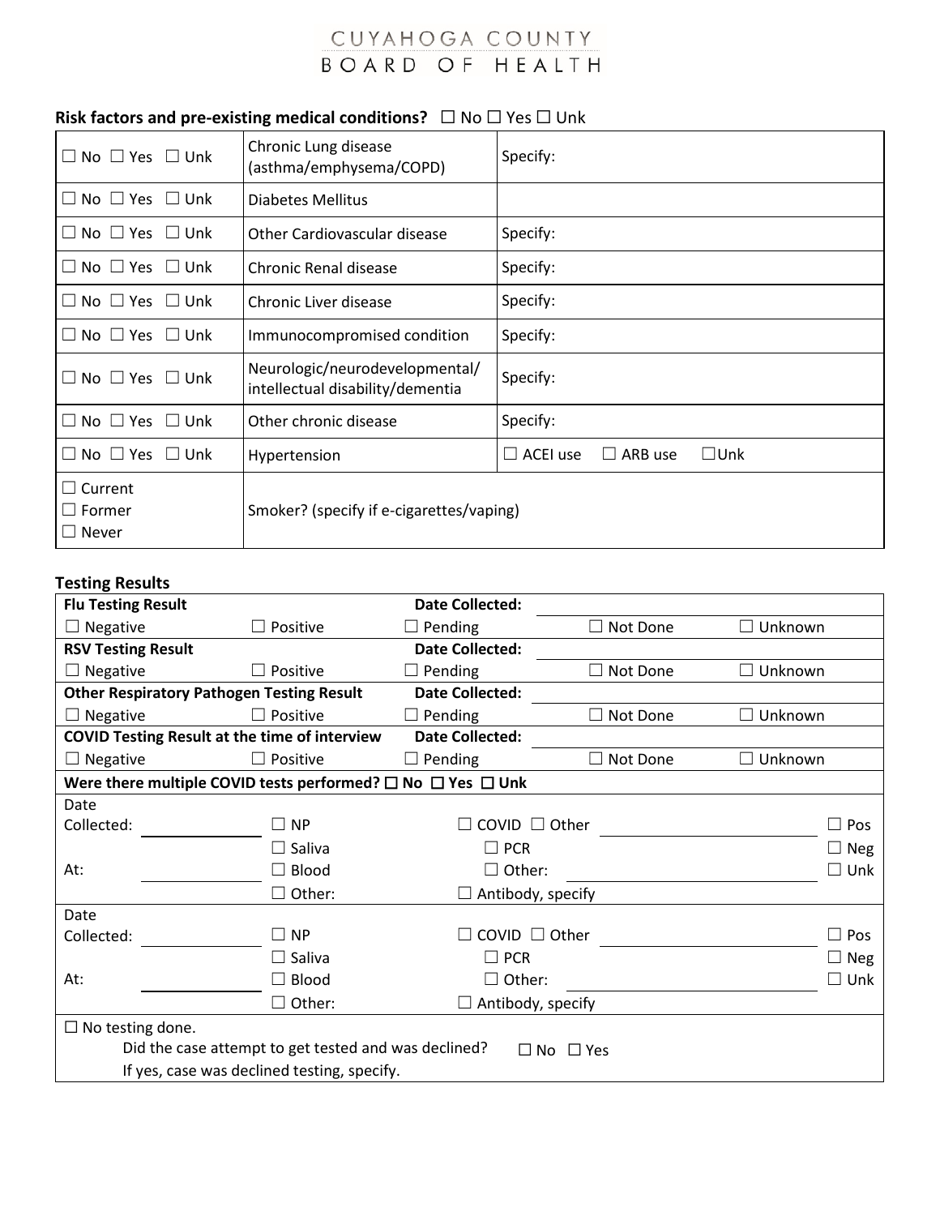CUYAHOGA COUNTY
BOARD OF HEALTH

**Risk factors and pre-existing medical conditions?** ☐ No ☐ Yes ☐ Unk

| | | |
|---|---|---|
| ☐ No ☐ Yes ☐ Unk | Chronic Lung disease (asthma/emphysema/COPD) | Specify: |
| ☐ No ☐ Yes ☐ Unk | Diabetes Mellitus | |
| ☐ No ☐ Yes ☐ Unk | Other Cardiovascular disease | Specify: |
| ☐ No ☐ Yes ☐ Unk | Chronic Renal disease | Specify: |
| ☐ No ☐ Yes ☐ Unk | Chronic Liver disease | Specify: |
| ☐ No ☐ Yes ☐ Unk | Immunocompromised condition | Specify: |
| ☐ No ☐ Yes ☐ Unk | Neurologic/neurodevelopmental/ intellectual disability/dementia | Specify: |
| ☐ No ☐ Yes ☐ Unk | Other chronic disease | Specify: |
| ☐ No ☐ Yes ☐ Unk | Hypertension | ☐ ACEI use ☐ ARB use ☐Unk |
| ☐ Current<br>☐ Former<br>☐ Never | Smoker? (specify if e-cigarettes/vaping) | |

**Testing Results**

| | | | | |
|---|---|---|---|---|
| **Flu Testing Result** | | **Date Collected:** | | |
| ☐ Negative | ☐ Positive | ☐ Pending | ☐ Not Done | ☐ Unknown |
| **RSV Testing Result** | | **Date Collected:** | | |
| ☐ Negative | ☐ Positive | ☐ Pending | ☐ Not Done | ☐ Unknown |
| **Other Respiratory Pathogen Testing Result** | | **Date Collected:** | | |
| ☐ Negative | ☐ Positive | ☐ Pending | ☐ Not Done | ☐ Unknown |
| **COVID Testing Result at the time of interview** | | **Date Collected:** | | |
| ☐ Negative | ☐ Positive | ☐ Pending | ☐ Not Done | ☐ Unknown |

**Were there multiple COVID tests performed?** ☐ **No** ☐ **Yes** ☐ **Unk**

| | | | | |
|---|---|---|---|---|
| Date Collected: ______ | ☐ NP | ☐ COVID ☐ Other | ______ | ☐ Pos |
| | ☐ Saliva | ☐ PCR | | ☐ Neg |
| At: ______ | ☐ Blood | ☐ Other: | ______ | ☐ Unk |
| | ☐ Other: | ☐ Antibody, specify | | |
| Date Collected: ______ | ☐ NP | ☐ COVID ☐ Other | ______ | ☐ Pos |
| | ☐ Saliva | ☐ PCR | | ☐ Neg |
| At: ______ | ☐ Blood | ☐ Other: | ______ | ☐ Unk |
| | ☐ Other: | ☐ Antibody, specify | | |

☐ No testing done.

Did the case attempt to get tested and was declined? ☐ No ☐ Yes

If yes, case was declined testing, specify.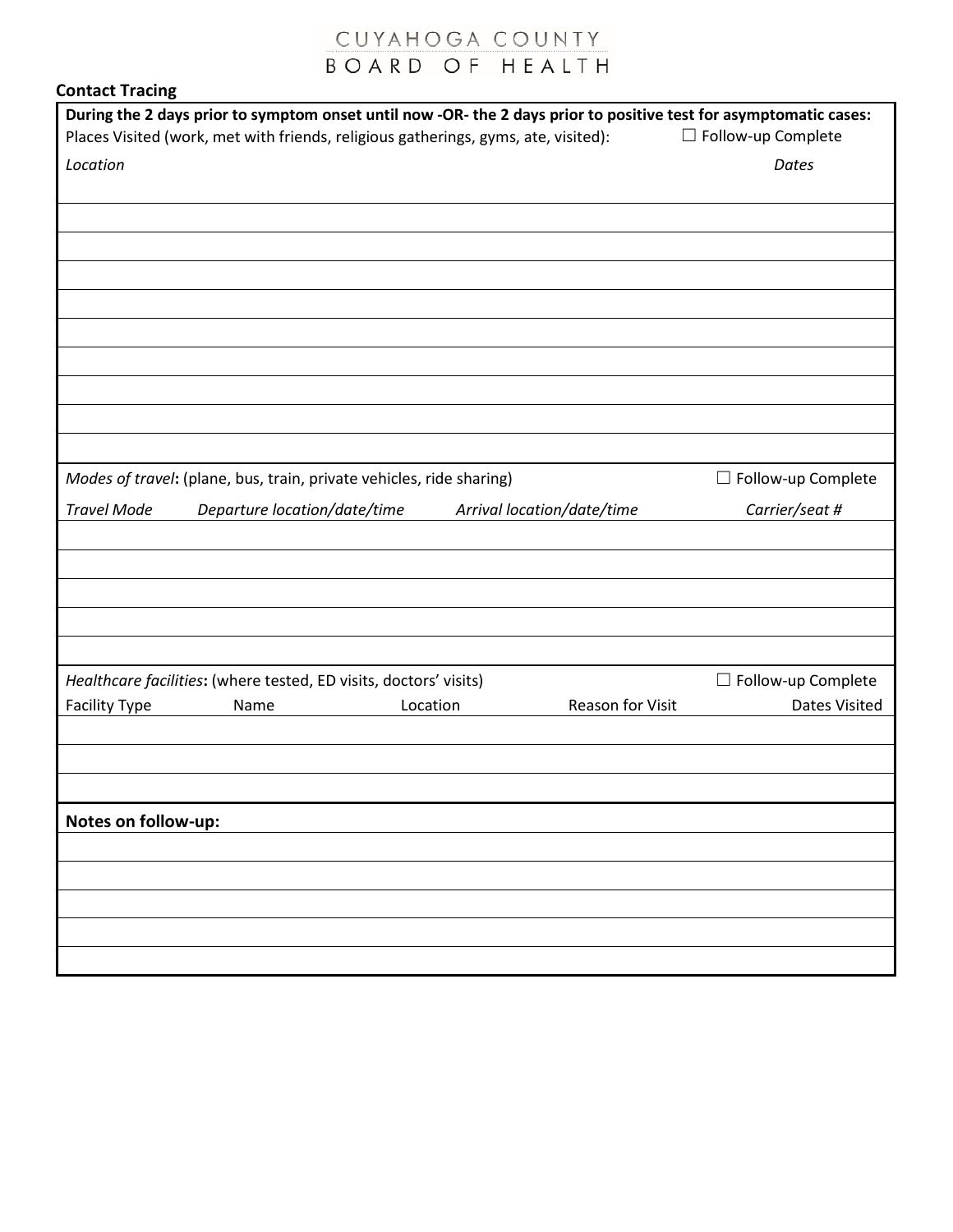CUYAHOGA COUNTY
BOARD OF HEALTH

## Contact Tracing

**During the 2 days prior to symptom onset until now -OR- the 2 days prior to positive test for asymptomatic cases:**

Places Visited (work, met with friends, religious gatherings, gyms, ate, visited): ☐ Follow-up Complete

| *Location* | *Dates* |
|---|---|
| | |
| | |
| | |
| | |
| | |
| | |
| | |
| | |
| | |

*Modes of travel*: (plane, bus, train, private vehicles, ride sharing) ☐ Follow-up Complete

| *Travel Mode* | *Departure location/date/time* | *Arrival location/date/time* | *Carrier/seat #* |
|---|---|---|---|
| | | | |
| | | | |
| | | | |
| | | | |
| | | | |

*Healthcare facilities*: (where tested, ED visits, doctors' visits) ☐ Follow-up Complete

| Facility Type | Name | Location | Reason for Visit | Dates Visited |
|---|---|---|---|---|
| | | | | |
| | | | | |
| | | | | |

**Notes on follow-up:**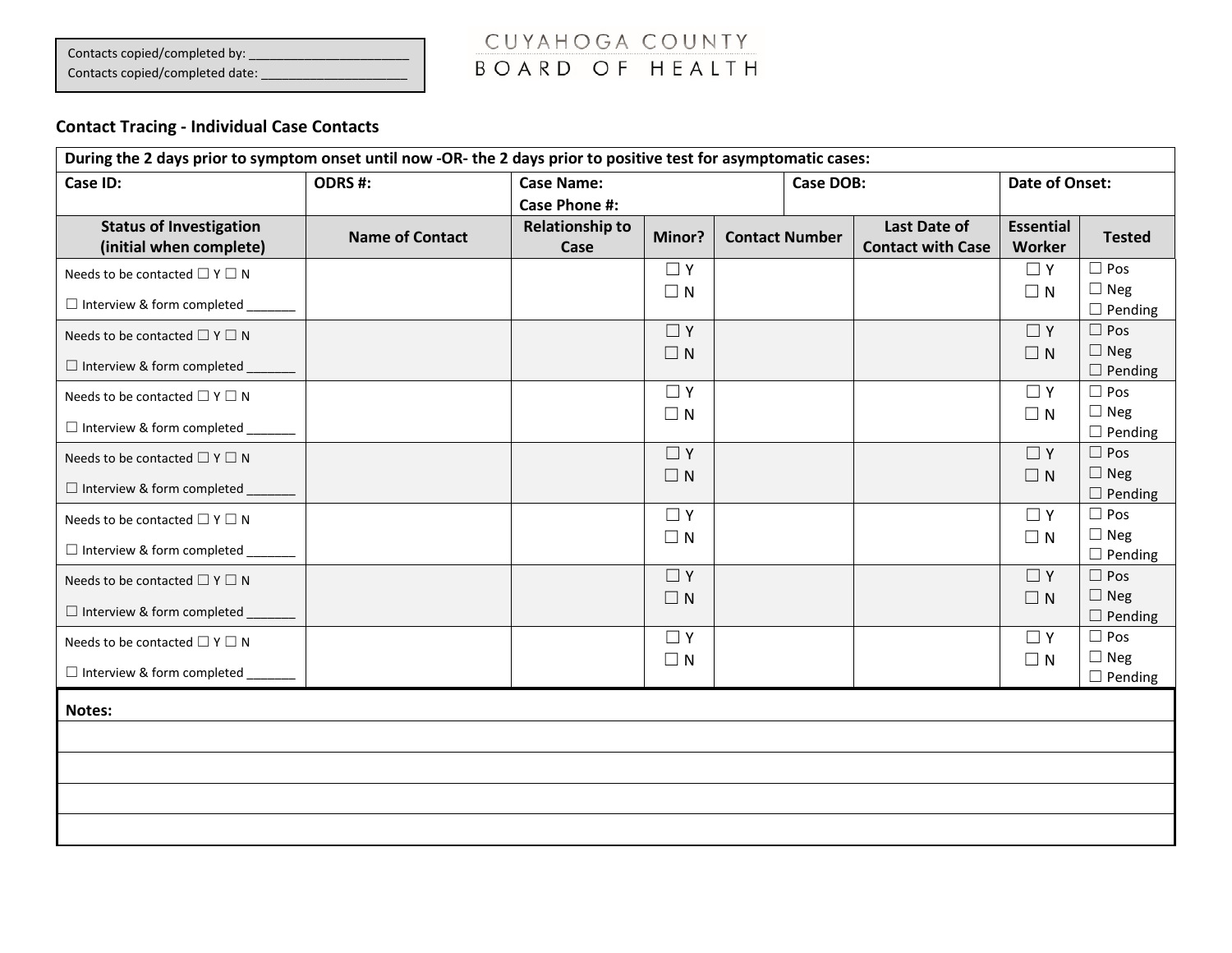Contacts copied/completed by: ______________________
Contacts copied/completed date: ____________________

CUYAHOGA COUNTY
BOARD OF HEALTH

**Contact Tracing - Individual Case Contacts**

| During the 2 days prior to symptom onset until now -OR- the 2 days prior to positive test for asymptomatic cases: | | | | | | | |
|---|---|---|---|---|---|---|---|
| **Case ID:** | **ODRS #:** | **Case Name:** **Case Phone #:** | | **Case DOB:** | | **Date of Onset:** | |
| **Status of Investigation (initial when complete)** | **Name of Contact** | **Relationship to Case** | **Minor?** | **Contact Number** | **Last Date of Contact with Case** | **Essential Worker** | **Tested** |
| Needs to be contacted ☐ Y ☐ N ☐ Interview & form completed _______ | | | ☐ Y ☐ N | | | ☐ Y ☐ N | ☐ Pos ☐ Neg ☐ Pending |
| Needs to be contacted ☐ Y ☐ N ☐ Interview & form completed _______ | | | ☐ Y ☐ N | | | ☐ Y ☐ N | ☐ Pos ☐ Neg ☐ Pending |
| Needs to be contacted ☐ Y ☐ N ☐ Interview & form completed _______ | | | ☐ Y ☐ N | | | ☐ Y ☐ N | ☐ Pos ☐ Neg ☐ Pending |
| Needs to be contacted ☐ Y ☐ N ☐ Interview & form completed _______ | | | ☐ Y ☐ N | | | ☐ Y ☐ N | ☐ Pos ☐ Neg ☐ Pending |
| Needs to be contacted ☐ Y ☐ N ☐ Interview & form completed _______ | | | ☐ Y ☐ N | | | ☐ Y ☐ N | ☐ Pos ☐ Neg ☐ Pending |
| Needs to be contacted ☐ Y ☐ N ☐ Interview & form completed _______ | | | ☐ Y ☐ N | | | ☐ Y ☐ N | ☐ Pos ☐ Neg ☐ Pending |
| Needs to be contacted ☐ Y ☐ N ☐ Interview & form completed _______ | | | ☐ Y ☐ N | | | ☐ Y ☐ N | ☐ Pos ☐ Neg ☐ Pending |

**Notes:**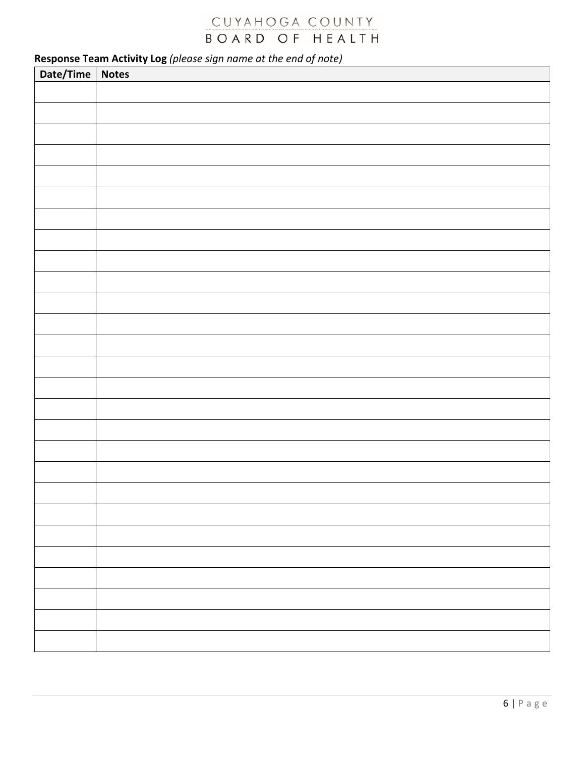CUYAHOGA COUNTY
BOARD OF HEALTH

**Response Team Activity Log** *(please sign name at the end of note)*

| Date/Time | Notes |
|---|---|
| | |
| | |
| | |
| | |
| | |
| | |
| | |
| | |
| | |
| | |
| | |
| | |
| | |
| | |
| | |
| | |
| | |
| | |
| | |
| | |
| | |
| | |
| | |
| | |
| | |
| | |
| | |